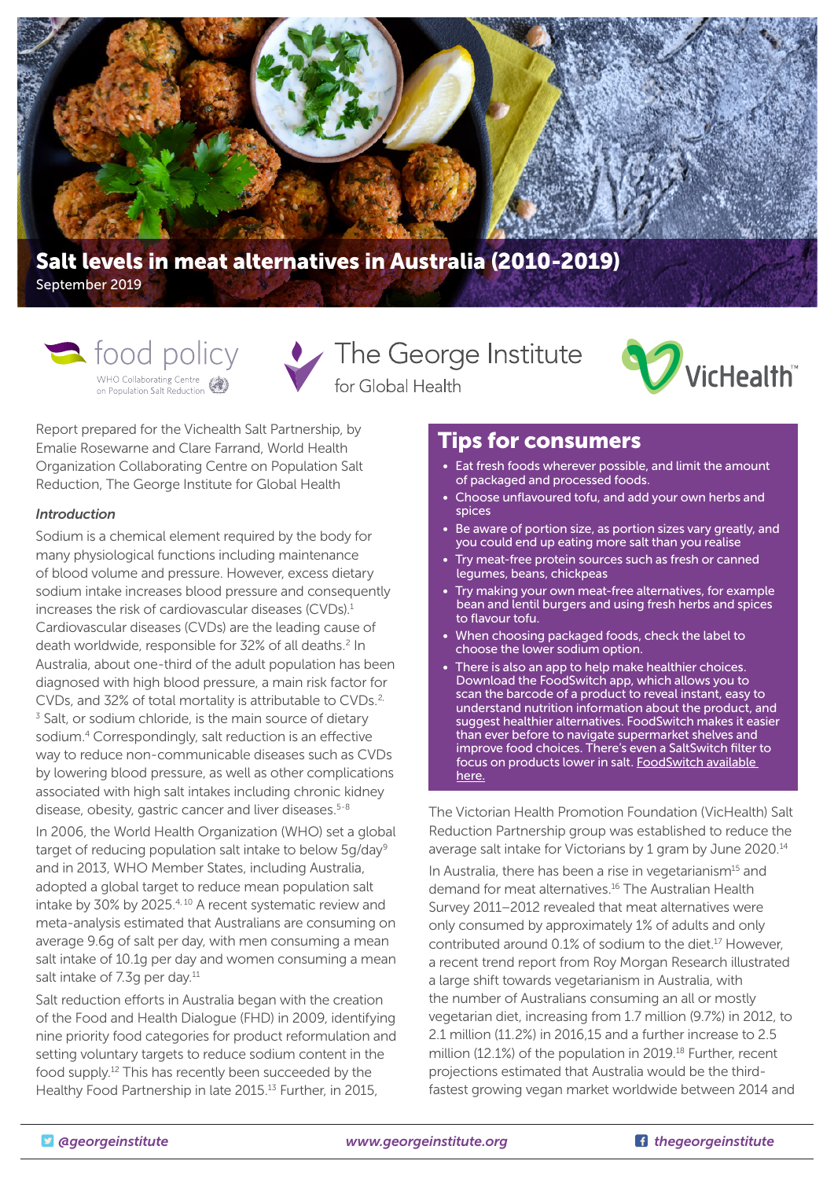# Salt levels in meat alternatives in Australia (2010-2019)

September 2019

food policy
WHO Collaborating Centre on Population Salt Reduction

The George Institute for Global Health

VicHealth

Report prepared for the Vichealth Salt Partnership, by Emalie Rosewarne and Clare Farrand, World Health Organization Collaborating Centre on Population Salt Reduction, The George Institute for Global Health

*Introduction*

Sodium is a chemical element required by the body for many physiological functions including maintenance of blood volume and pressure. However, excess dietary sodium intake increases blood pressure and consequently increases the risk of cardiovascular diseases (CVDs).[1] Cardiovascular diseases (CVDs) are the leading cause of death worldwide, responsible for 32% of all deaths.[2] In Australia, about one-third of the adult population has been diagnosed with high blood pressure, a main risk factor for CVDs, and 32% of total mortality is attributable to CVDs.[2,3] Salt, or sodium chloride, is the main source of dietary sodium.[4] Correspondingly, salt reduction is an effective way to reduce non-communicable diseases such as CVDs by lowering blood pressure, as well as other complications associated with high salt intakes including chronic kidney disease, obesity, gastric cancer and liver diseases.[5-8]

In 2006, the World Health Organization (WHO) set a global target of reducing population salt intake to below 5g/day[9] and in 2013, WHO Member States, including Australia, adopted a global target to reduce mean population salt intake by 30% by 2025.[4,10] A recent systematic review and meta-analysis estimated that Australians are consuming on average 9.6g of salt per day, with men consuming a mean salt intake of 10.1g per day and women consuming a mean salt intake of 7.3g per day.[11]

Salt reduction efforts in Australia began with the creation of the Food and Health Dialogue (FHD) in 2009, identifying nine priority food categories for product reformulation and setting voluntary targets to reduce sodium content in the food supply.[12] This has recently been succeeded by the Healthy Food Partnership in late 2015.[13] Further, in 2015,

## Tips for consumers

- Eat fresh foods wherever possible, and limit the amount of packaged and processed foods.
- Choose unflavoured tofu, and add your own herbs and spices
- Be aware of portion size, as portion sizes vary greatly, and you could end up eating more salt than you realise
- Try meat-free protein sources such as fresh or canned legumes, beans, chickpeas
- Try making your own meat-free alternatives, for example bean and lentil burgers and using fresh herbs and spices to flavour tofu.
- When choosing packaged foods, check the label to choose the lower sodium option.
- There is also an app to help make healthier choices. Download the FoodSwitch app, which allows you to scan the barcode of a product to reveal instant, easy to understand nutrition information about the product, and suggest healthier alternatives. FoodSwitch makes it easier than ever before to navigate supermarket shelves and improve food choices. There's even a SaltSwitch filter to focus on products lower in salt. FoodSwitch available here.

The Victorian Health Promotion Foundation (VicHealth) Salt Reduction Partnership group was established to reduce the average salt intake for Victorians by 1 gram by June 2020.[14]

In Australia, there has been a rise in vegetarianism[15] and demand for meat alternatives.[16] The Australian Health Survey 2011–2012 revealed that meat alternatives were only consumed by approximately 1% of adults and only contributed around 0.1% of sodium to the diet.[17] However, a recent trend report from Roy Morgan Research illustrated a large shift towards vegetarianism in Australia, with the number of Australians consuming an all or mostly vegetarian diet, increasing from 1.7 million (9.7%) in 2012, to 2.1 million (11.2%) in 2016,15 and a further increase to 2.5 million (12.1%) of the population in 2019.[18] Further, recent projections estimated that Australia would be the third-fastest growing vegan market worldwide between 2014 and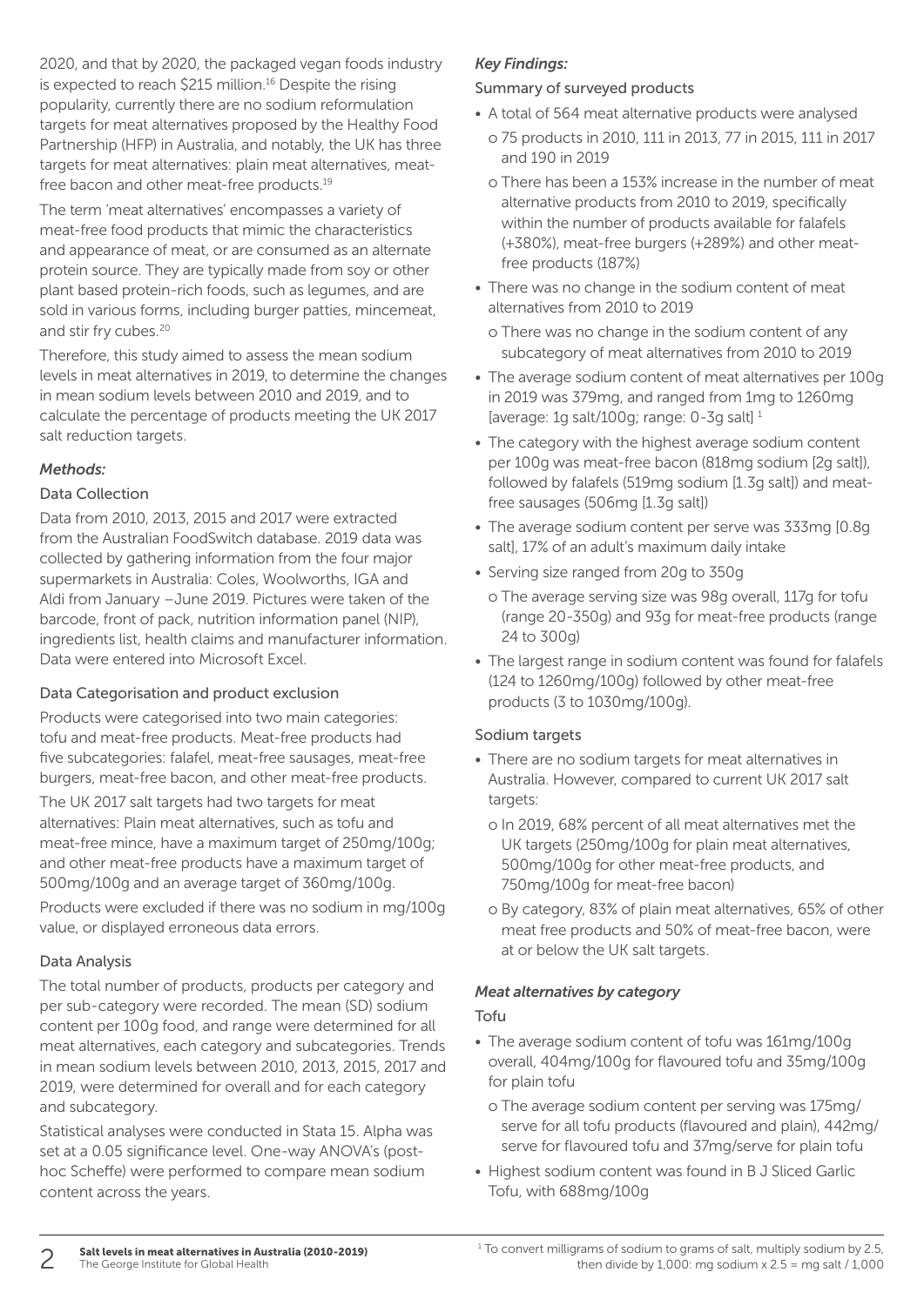2020, and that by 2020, the packaged vegan foods industry is expected to reach $215 million.[16] Despite the rising popularity, currently there are no sodium reformulation targets for meat alternatives proposed by the Healthy Food Partnership (HFP) in Australia, and notably, the UK has three targets for meat alternatives: plain meat alternatives, meat-free bacon and other meat-free products.[19]

The term 'meat alternatives' encompasses a variety of meat-free food products that mimic the characteristics and appearance of meat, or are consumed as an alternate protein source. They are typically made from soy or other plant based protein-rich foods, such as legumes, and are sold in various forms, including burger patties, mincemeat, and stir fry cubes.[20]

Therefore, this study aimed to assess the mean sodium levels in meat alternatives in 2019, to determine the changes in mean sodium levels between 2010 and 2019, and to calculate the percentage of products meeting the UK 2017 salt reduction targets.

### *Methods:*

#### Data Collection

Data from 2010, 2013, 2015 and 2017 were extracted from the Australian FoodSwitch database. 2019 data was collected by gathering information from the four major supermarkets in Australia: Coles, Woolworths, IGA and Aldi from January –June 2019. Pictures were taken of the barcode, front of pack, nutrition information panel (NIP), ingredients list, health claims and manufacturer information. Data were entered into Microsoft Excel.

#### Data Categorisation and product exclusion

Products were categorised into two main categories: tofu and meat-free products. Meat-free products had five subcategories: falafel, meat-free sausages, meat-free burgers, meat-free bacon, and other meat-free products.

The UK 2017 salt targets had two targets for meat alternatives: Plain meat alternatives, such as tofu and meat-free mince, have a maximum target of 250mg/100g; and other meat-free products have a maximum target of 500mg/100g and an average target of 360mg/100g.

Products were excluded if there was no sodium in mg/100g value, or displayed erroneous data errors.

#### Data Analysis

The total number of products, products per category and per sub-category were recorded. The mean (SD) sodium content per 100g food, and range were determined for all meat alternatives, each category and subcategories. Trends in mean sodium levels between 2010, 2013, 2015, 2017 and 2019, were determined for overall and for each category and subcategory.

Statistical analyses were conducted in Stata 15. Alpha was set at a 0.05 significance level. One-way ANOVA's (post-hoc Scheffe) were performed to compare mean sodium content across the years.

### *Key Findings:*

#### Summary of surveyed products

- A total of 564 meat alternative products were analysed
  - o 75 products in 2010, 111 in 2013, 77 in 2015, 111 in 2017 and 190 in 2019
  - o There has been a 153% increase in the number of meat alternative products from 2010 to 2019, specifically within the number of products available for falafels (+380%), meat-free burgers (+289%) and other meat-free products (187%)
- There was no change in the sodium content of meat alternatives from 2010 to 2019
  - o There was no change in the sodium content of any subcategory of meat alternatives from 2010 to 2019
- The average sodium content of meat alternatives per 100g in 2019 was 379mg, and ranged from 1mg to 1260mg [average: 1g salt/100g; range: 0-3g salt] [1]
- The category with the highest average sodium content per 100g was meat-free bacon (818mg sodium [2g salt]), followed by falafels (519mg sodium [1.3g salt]) and meat-free sausages (506mg [1.3g salt])
- The average sodium content per serve was 333mg [0.8g salt], 17% of an adult's maximum daily intake
- Serving size ranged from 20g to 350g
  - o The average serving size was 98g overall, 117g for tofu (range 20-350g) and 93g for meat-free products (range 24 to 300g)
- The largest range in sodium content was found for falafels (124 to 1260mg/100g) followed by other meat-free products (3 to 1030mg/100g).

#### Sodium targets

- There are no sodium targets for meat alternatives in Australia. However, compared to current UK 2017 salt targets:
  - o In 2019, 68% percent of all meat alternatives met the UK targets (250mg/100g for plain meat alternatives, 500mg/100g for other meat-free products, and 750mg/100g for meat-free bacon)
  - o By category, 83% of plain meat alternatives, 65% of other meat free products and 50% of meat-free bacon, were at or below the UK salt targets.

### *Meat alternatives by category*

#### Tofu

- The average sodium content of tofu was 161mg/100g overall, 404mg/100g for flavoured tofu and 35mg/100g for plain tofu
  - o The average sodium content per serving was 175mg/serve for all tofu products (flavoured and plain), 442mg/serve for flavoured tofu and 37mg/serve for plain tofu
- Highest sodium content was found in B J Sliced Garlic Tofu, with 688mg/100g

[1] To convert milligrams of sodium to grams of salt, multiply sodium by 2.5, then divide by 1,000: mg sodium x 2.5 = mg salt / 1,000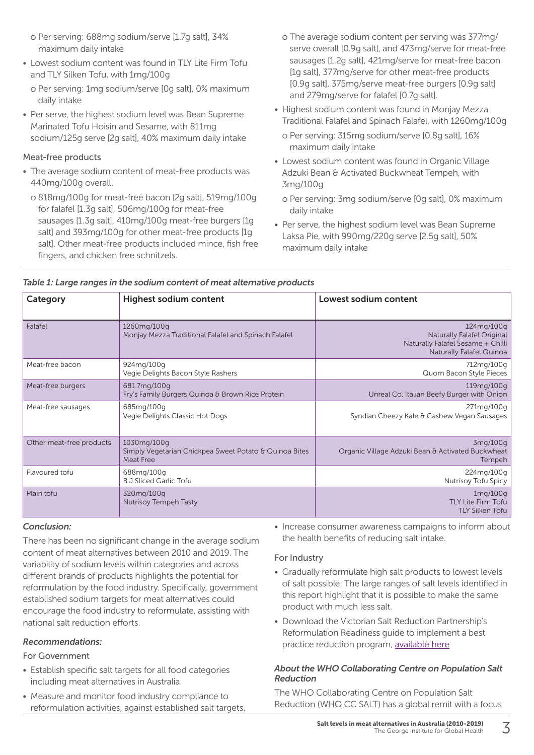- Per serving: 688mg sodium/serve [1.7g salt], 34% maximum daily intake
- Lowest sodium content was found in TLY Lite Firm Tofu and TLY Silken Tofu, with 1mg/100g
  - Per serving: 1mg sodium/serve [0g salt], 0% maximum daily intake
- Per serve, the highest sodium level was Bean Supreme Marinated Tofu Hoisin and Sesame, with 811mg sodium/125g serve [2g salt], 40% maximum daily intake

### Meat-free products

- The average sodium content of meat-free products was 440mg/100g overall.
  - 818mg/100g for meat-free bacon [2g salt], 519mg/100g for falafel [1.3g salt], 506mg/100g for meat-free sausages [1.3g salt], 410mg/100g meat-free burgers [1g salt] and 393mg/100g for other meat-free products [1g salt]. Other meat-free products included mince, fish free fingers, and chicken free schnitzels.
  - The average sodium content per serving was 377mg/serve overall [0.9g salt], and 473mg/serve for meat-free sausages [1.2g salt], 421mg/serve for meat-free bacon [1g salt], 377mg/serve for other meat-free products [0.9g salt], 375mg/serve meat-free burgers [0.9g salt] and 279mg/serve for falafel [0.7g salt].
- Highest sodium content was found in Monjay Mezza Traditional Falafel and Spinach Falafel, with 1260mg/100g
  - Per serving: 315mg sodium/serve [0.8g salt], 16% maximum daily intake
- Lowest sodium content was found in Organic Village Adzuki Bean & Activated Buckwheat Tempeh, with 3mg/100g
  - Per serving: 3mg sodium/serve [0g salt], 0% maximum daily intake
- Per serve, the highest sodium level was Bean Supreme Laksa Pie, with 990mg/220g serve [2.5g salt], 50% maximum daily intake

*Table 1: Large ranges in the sodium content of meat alternative products*

| Category | Highest sodium content | Lowest sodium content |
|---|---|---|
| Falafel | 1260mg/100g Monjay Mezza Traditional Falafel and Spinach Falafel | 124mg/100g Naturally Falafel Original Naturally Falafel Sesame + Chilli Naturally Falafel Quinoa |
| Meat-free bacon | 924mg/100g Vegie Delights Bacon Style Rashers | 712mg/100g Quorn Bacon Style Pieces |
| Meat-free burgers | 681.7mg/100g Fry's Family Burgers Quinoa & Brown Rice Protein | 119mg/100g Unreal Co. Italian Beefy Burger with Onion |
| Meat-free sausages | 685mg/100g Vegie Delights Classic Hot Dogs | 271mg/100g Syndian Cheezy Kale & Cashew Vegan Sausages |
| Other meat-free products | 1030mg/100g Simply Vegetarian Chickpea Sweet Potato & Quinoa Bites Meat Free | 3mg/100g Organic Village Adzuki Bean & Activated Buckwheat Tempeh |
| Flavoured tofu | 688mg/100g B J Sliced Garlic Tofu | 224mg/100g Nutrisoy Tofu Spicy |
| Plain tofu | 320mg/100g Nutrisoy Tempeh Tasty | 1mg/100g TLY Lite Firm Tofu TLY Silken Tofu |

### *Conclusion:*

There has been no significant change in the average sodium content of meat alternatives between 2010 and 2019. The variability of sodium levels within categories and across different brands of products highlights the potential for reformulation by the food industry. Specifically, government established sodium targets for meat alternatives could encourage the food industry to reformulate, assisting with national salt reduction efforts.

### *Recommendations:*

#### For Government

- Establish specific salt targets for all food categories including meat alternatives in Australia.
- Measure and monitor food industry compliance to reformulation activities, against established salt targets.
- Increase consumer awareness campaigns to inform about the health benefits of reducing salt intake.

#### For Industry

- Gradually reformulate high salt products to lowest levels of salt possible. The large ranges of salt levels identified in this report highlight that it is possible to make the same product with much less salt.
- Download the Victorian Salt Reduction Partnership's Reformulation Readiness guide to implement a best practice reduction program, available here

### *About the WHO Collaborating Centre on Population Salt Reduction*

The WHO Collaborating Centre on Population Salt Reduction (WHO CC SALT) has a global remit with a focus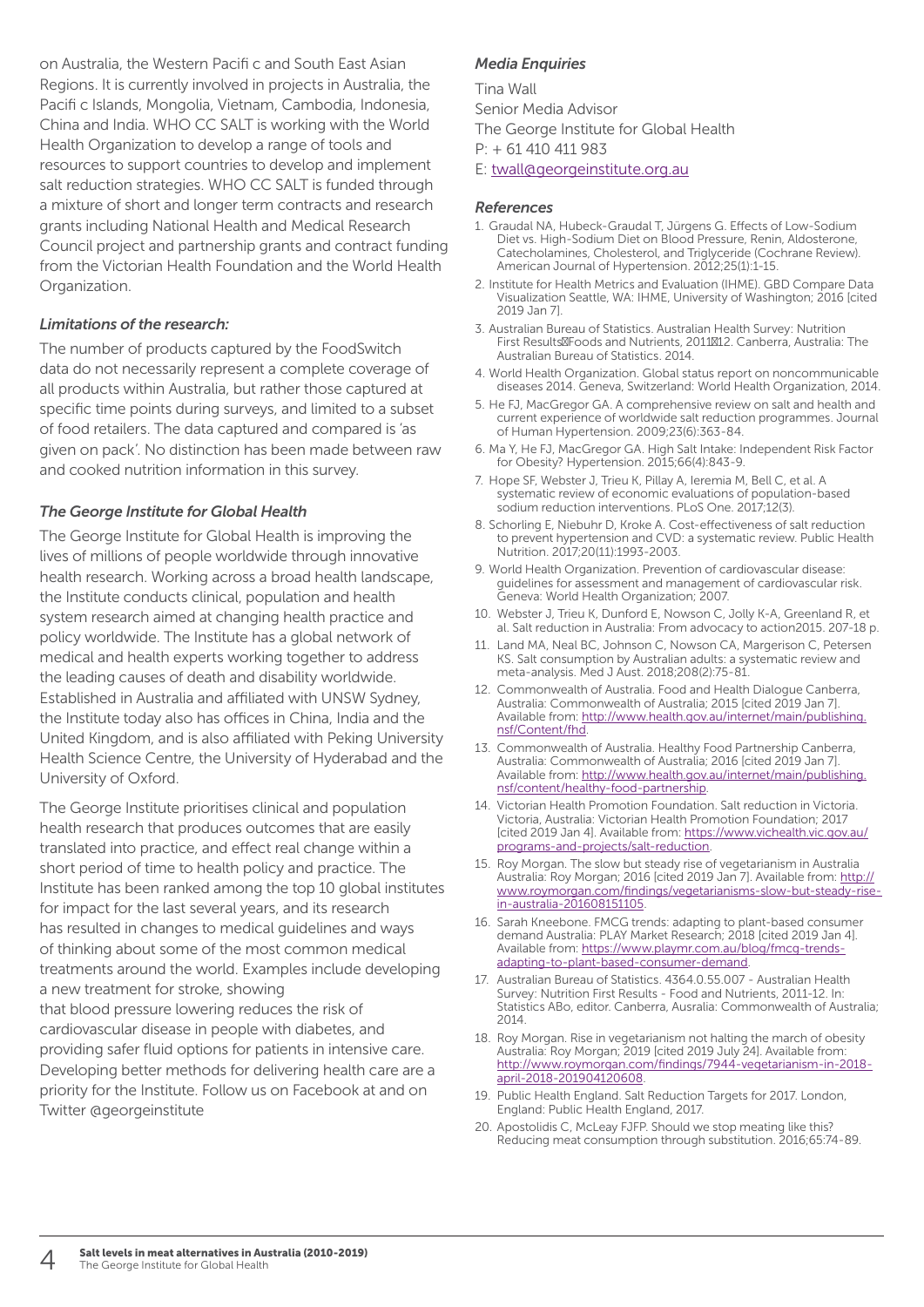on Australia, the Western Pacific and South East Asian Regions. It is currently involved in projects in Australia, the Pacific Islands, Mongolia, Vietnam, Cambodia, Indonesia, China and India. WHO CC SALT is working with the World Health Organization to develop a range of tools and resources to support countries to develop and implement salt reduction strategies. WHO CC SALT is funded through a mixture of short and longer term contracts and research grants including National Health and Medical Research Council project and partnership grants and contract funding from the Victorian Health Foundation and the World Health Organization.

### *Limitations of the research:*

The number of products captured by the FoodSwitch data do not necessarily represent a complete coverage of all products within Australia, but rather those captured at specific time points during surveys, and limited to a subset of food retailers. The data captured and compared is 'as given on pack'. No distinction has been made between raw and cooked nutrition information in this survey.

### *The George Institute for Global Health*

The George Institute for Global Health is improving the lives of millions of people worldwide through innovative health research. Working across a broad health landscape, the Institute conducts clinical, population and health system research aimed at changing health practice and policy worldwide. The Institute has a global network of medical and health experts working together to address the leading causes of death and disability worldwide. Established in Australia and affiliated with UNSW Sydney, the Institute today also has offices in China, India and the United Kingdom, and is also affiliated with Peking University Health Science Centre, the University of Hyderabad and the University of Oxford.

The George Institute prioritises clinical and population health research that produces outcomes that are easily translated into practice, and effect real change within a short period of time to health policy and practice. The Institute has been ranked among the top 10 global institutes for impact for the last several years, and its research has resulted in changes to medical guidelines and ways of thinking about some of the most common medical treatments around the world. Examples include developing a new treatment for stroke, showing that blood pressure lowering reduces the risk of cardiovascular disease in people with diabetes, and providing safer fluid options for patients in intensive care. Developing better methods for delivering health care are a priority for the Institute. Follow us on Facebook at and on Twitter @georgeinstitute

### *Media Enquiries*

Tina Wall
Senior Media Advisor
The George Institute for Global Health
P: + 61 410 411 983
E: twall@georgeinstitute.org.au

### *References*

1. Graudal NA, Hubeck-Graudal T, Jürgens G. Effects of Low-Sodium Diet vs. High-Sodium Diet on Blood Pressure, Renin, Aldosterone, Catecholamines, Cholesterol, and Triglyceride (Cochrane Review). American Journal of Hypertension. 2012;25(1):1-15.
2. Institute for Health Metrics and Evaluation (IHME). GBD Compare Data Visualization Seattle, WA: IHME, University of Washington; 2016 [cited 2019 Jan 7].
3. Australian Bureau of Statistics. Australian Health Survey: Nutrition First Results Foods and Nutrients, 2011 12. Canberra, Australia: The Australian Bureau of Statistics. 2014.
4. World Health Organization. Global status report on noncommunicable diseases 2014. Geneva, Switzerland: World Health Organization, 2014.
5. He FJ, MacGregor GA. A comprehensive review on salt and health and current experience of worldwide salt reduction programmes. Journal of Human Hypertension. 2009;23(6):363-84.
6. Ma Y, He FJ, MacGregor GA. High Salt Intake: Independent Risk Factor for Obesity? Hypertension. 2015;66(4):843-9.
7. Hope SF, Webster J, Trieu K, Pillay A, Ieremia M, Bell C, et al. A systematic review of economic evaluations of population-based sodium reduction interventions. PLoS One. 2017;12(3).
8. Schorling E, Niebuhr D, Kroke A. Cost-effectiveness of salt reduction to prevent hypertension and CVD: a systematic review. Public Health Nutrition. 2017;20(11):1993-2003.
9. World Health Organization. Prevention of cardiovascular disease: guidelines for assessment and management of cardiovascular risk. Geneva: World Health Organization; 2007.
10. Webster J, Trieu K, Dunford E, Nowson C, Jolly K-A, Greenland R, et al. Salt reduction in Australia: From advocacy to action2015. 207-18 p.
11. Land MA, Neal BC, Johnson C, Nowson CA, Margerison C, Petersen KS. Salt consumption by Australian adults: a systematic review and meta-analysis. Med J Aust. 2018;208(2):75-81.
12. Commonwealth of Australia. Food and Health Dialogue Canberra, Australia: Commonwealth of Australia; 2015 [cited 2019 Jan 7]. Available from: http://www.health.gov.au/internet/main/publishing.nsf/Content/fhd.
13. Commonwealth of Australia. Healthy Food Partnership Canberra, Australia: Commonwealth of Australia; 2016 [cited 2019 Jan 7]. Available from: http://www.health.gov.au/internet/main/publishing.nsf/content/healthy-food-partnership.
14. Victorian Health Promotion Foundation. Salt reduction in Victoria. Victoria, Australia: Victorian Health Promotion Foundation; 2017 [cited 2019 Jan 4]. Available from: https://www.vichealth.vic.gov.au/programs-and-projects/salt-reduction.
15. Roy Morgan. The slow but steady rise of vegetarianism in Australia Australia: Roy Morgan; 2016 [cited 2019 Jan 7]. Available from: http://www.roymorgan.com/findings/vegetarianisms-slow-but-steady-rise-in-australia-201608151105.
16. Sarah Kneebone. FMCG trends: adapting to plant-based consumer demand Australia: PLAY Market Research; 2018 [cited 2019 Jan 4]. Available from: https://www.playmr.com.au/blog/fmcg-trends-adapting-to-plant-based-consumer-demand.
17. Australian Bureau of Statistics. 4364.0.55.007 - Australian Health Survey: Nutrition First Results - Food and Nutrients, 2011-12. In: Statistics ABo, editor. Canberra, Ausralia: Commonwealth of Australia; 2014.
18. Roy Morgan. Rise in vegetarianism not halting the march of obesity Australia: Roy Morgan; 2019 [cited 2019 July 24]. Available from: http://www.roymorgan.com/findings/7944-vegetarianism-in-2018-april-2018-201904120608.
19. Public Health England. Salt Reduction Targets for 2017. London, England: Public Health England, 2017.
20. Apostolidis C, McLeay FJFP. Should we stop meating like this? Reducing meat consumption through substitution. 2016;65:74-89.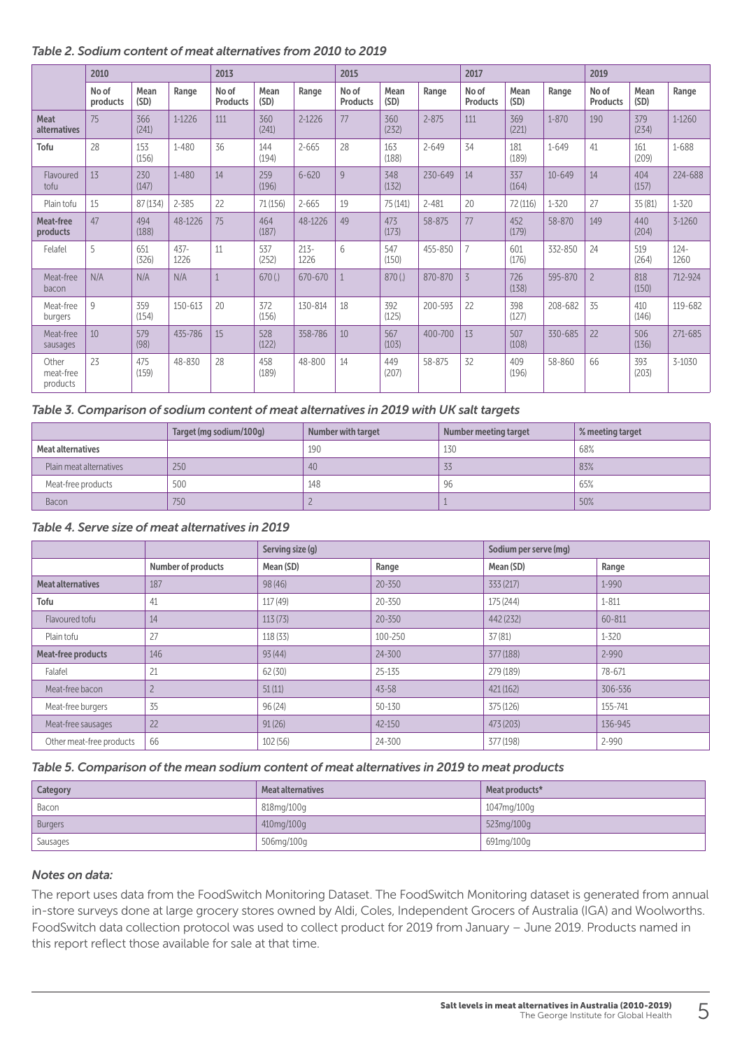*Table 2. Sodium content of meat alternatives from 2010 to 2019*

| | 2010 | | | 2013 | | | 2015 | | | 2017 | | | 2019 | | |
|---|---|---|---|---|---|---|---|---|---|---|---|---|---|---|---|
| | No of products | Mean (SD) | Range | No of Products | Mean (SD) | Range | No of Products | Mean (SD) | Range | No of Products | Mean (SD) | Range | No of Products | Mean (SD) | Range |
| **Meat alternatives** | 75 | 366 (241) | 1-1226 | 111 | 360 (241) | 2-1226 | 77 | 360 (232) | 2-875 | 111 | 369 (221) | 1-870 | 190 | 379 (234) | 1-1260 |
| **Tofu** | 28 | 153 (156) | 1-480 | 36 | 144 (194) | 2-665 | 28 | 163 (188) | 2-649 | 34 | 181 (189) | 1-649 | 41 | 161 (209) | 1-688 |
| Flavoured tofu | 13 | 230 (147) | 1-480 | 14 | 259 (196) | 6-620 | 9 | 348 (132) | 230-649 | 14 | 337 (164) | 10-649 | 14 | 404 (157) | 224-688 |
| Plain tofu | 15 | 87 (134) | 2-385 | 22 | 71 (156) | 2-665 | 19 | 75 (141) | 2-481 | 20 | 72 (116) | 1-320 | 27 | 35 (81) | 1-320 |
| **Meat-free products** | 47 | 494 (188) | 48-1226 | 75 | 464 (187) | 48-1226 | 49 | 473 (173) | 58-875 | 77 | 452 (179) | 58-870 | 149 | 440 (204) | 3-1260 |
| Felafel | 5 | 651 (326) | 437-1226 | 11 | 537 (252) | 213-1226 | 6 | 547 (150) | 455-850 | 7 | 601 (176) | 332-850 | 24 | 519 (264) | 124-1260 |
| Meat-free bacon | N/A | N/A | N/A | 1 | 670 (.) | 670-670 | 1 | 870 (.) | 870-870 | 3 | 726 (138) | 595-870 | 2 | 818 (150) | 712-924 |
| Meat-free burgers | 9 | 359 (154) | 150-613 | 20 | 372 (156) | 130-814 | 18 | 392 (125) | 200-593 | 22 | 398 (127) | 208-682 | 35 | 410 (146) | 119-682 |
| Meat-free sausages | 10 | 579 (98) | 435-786 | 15 | 528 (122) | 358-786 | 10 | 567 (103) | 400-700 | 13 | 507 (108) | 330-685 | 22 | 506 (136) | 271-685 |
| Other meat-free products | 23 | 475 (159) | 48-830 | 28 | 458 (189) | 48-800 | 14 | 449 (207) | 58-875 | 32 | 409 (196) | 58-860 | 66 | 393 (203) | 3-1030 |

*Table 3. Comparison of sodium content of meat alternatives in 2019 with UK salt targets*

| | Target (mg sodium/100g) | Number with target | Number meeting target | % meeting target |
|---|---|---|---|---|
| **Meat alternatives** | | 190 | 130 | 68% |
| Plain meat alternatives | 250 | 40 | 33 | 83% |
| Meat-free products | 500 | 148 | 96 | 65% |
| Bacon | 750 | 2 | 1 | 50% |

*Table 4. Serve size of meat alternatives in 2019*

| | | Serving size (g) | | Sodium per serve (mg) | |
|---|---|---|---|---|---|
| | Number of products | Mean (SD) | Range | Mean (SD) | Range |
| **Meat alternatives** | 187 | 98 (46) | 20-350 | 333 (217) | 1-990 |
| **Tofu** | 41 | 117 (49) | 20-350 | 175 (244) | 1-811 |
| Flavoured tofu | 14 | 113 (73) | 20-350 | 442 (232) | 60-811 |
| Plain tofu | 27 | 118 (33) | 100-250 | 37 (81) | 1-320 |
| **Meat-free products** | 146 | 93 (44) | 24-300 | 377 (188) | 2-990 |
| Falafel | 21 | 62 (30) | 25-135 | 279 (189) | 78-671 |
| Meat-free bacon | 2 | 51 (11) | 43-58 | 421 (162) | 306-536 |
| Meat-free burgers | 35 | 96 (24) | 50-130 | 375 (126) | 155-741 |
| Meat-free sausages | 22 | 91 (26) | 42-150 | 473 (203) | 136-945 |
| Other meat-free products | 66 | 102 (56) | 24-300 | 377 (198) | 2-990 |

*Table 5. Comparison of the mean sodium content of meat alternatives in 2019 to meat products*

| Category | Meat alternatives | Meat products* |
|---|---|---|
| Bacon | 818mg/100g | 1047mg/100g |
| Burgers | 410mg/100g | 523mg/100g |
| Sausages | 506mg/100g | 691mg/100g |

### *Notes on data:*

The report uses data from the FoodSwitch Monitoring Dataset. The FoodSwitch Monitoring dataset is generated from annual in-store surveys done at large grocery stores owned by Aldi, Coles, Independent Grocers of Australia (IGA) and Woolworths. FoodSwitch data collection protocol was used to collect product for 2019 from January – June 2019. Products named in this report reflect those available for sale at that time.